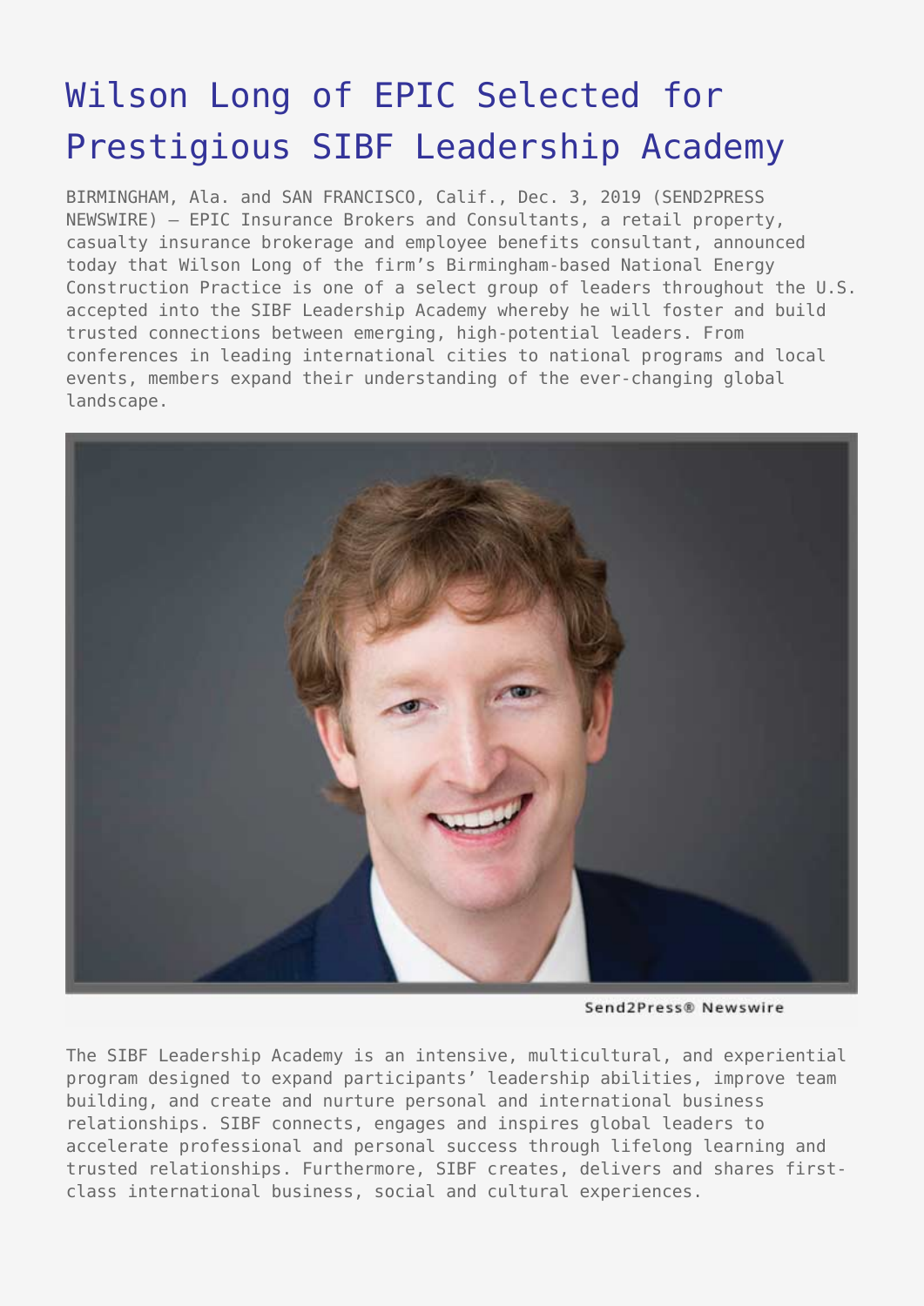# Wilson Long of EPIC Selected for Prestigious SIBF Leadership Academy

BIRMINGHAM, Ala. and SAN FRANCISCO, Calif., Dec. 3, 2019 (SEND2PRESS NEWSWIRE) — EPIC Insurance Brokers and Consultants, a retail property, casualty insurance brokerage and employee benefits consultant, announced today that Wilson Long of the firm's Birmingham-based National Energy Construction Practice is one of a select group of leaders throughout the U.S. accepted into the SIBF Leadership Academy whereby he will foster and build trusted connections between emerging, high-potential leaders. From conferences in leading international cities to national programs and local events, members expand their understanding of the ever-changing global landscape.

Send2Press® Newswire

The SIBF Leadership Academy is an intensive, multicultural, and experiential program designed to expand participants' leadership abilities, improve team building, and create and nurture personal and international business relationships. SIBF connects, engages and inspires global leaders to accelerate professional and personal success through lifelong learning and trusted relationships. Furthermore, SIBF creates, delivers and shares first-class international business, social and cultural experiences.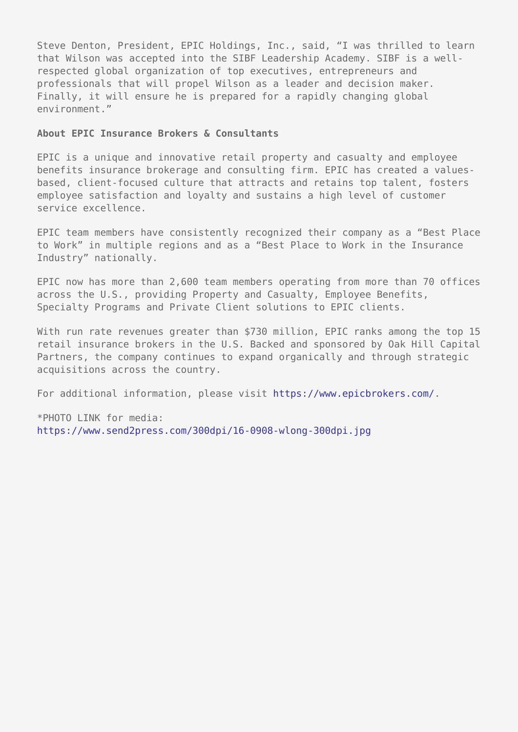Steve Denton, President, EPIC Holdings, Inc., said, “I was thrilled to learn that Wilson was accepted into the SIBF Leadership Academy. SIBF is a well-respected global organization of top executives, entrepreneurs and professionals that will propel Wilson as a leader and decision maker. Finally, it will ensure he is prepared for a rapidly changing global environment.”

**About EPIC Insurance Brokers & Consultants**

EPIC is a unique and innovative retail property and casualty and employee benefits insurance brokerage and consulting firm. EPIC has created a values-based, client-focused culture that attracts and retains top talent, fosters employee satisfaction and loyalty and sustains a high level of customer service excellence.

EPIC team members have consistently recognized their company as a “Best Place to Work” in multiple regions and as a “Best Place to Work in the Insurance Industry” nationally.

EPIC now has more than 2,600 team members operating from more than 70 offices across the U.S., providing Property and Casualty, Employee Benefits, Specialty Programs and Private Client solutions to EPIC clients.

With run rate revenues greater than $730 million, EPIC ranks among the top 15 retail insurance brokers in the U.S. Backed and sponsored by Oak Hill Capital Partners, the company continues to expand organically and through strategic acquisitions across the country.

For additional information, please visit https://www.epicbrokers.com/.

*PHOTO LINK for media:
https://www.send2press.com/300dpi/16-0908-wlong-300dpi.jpg